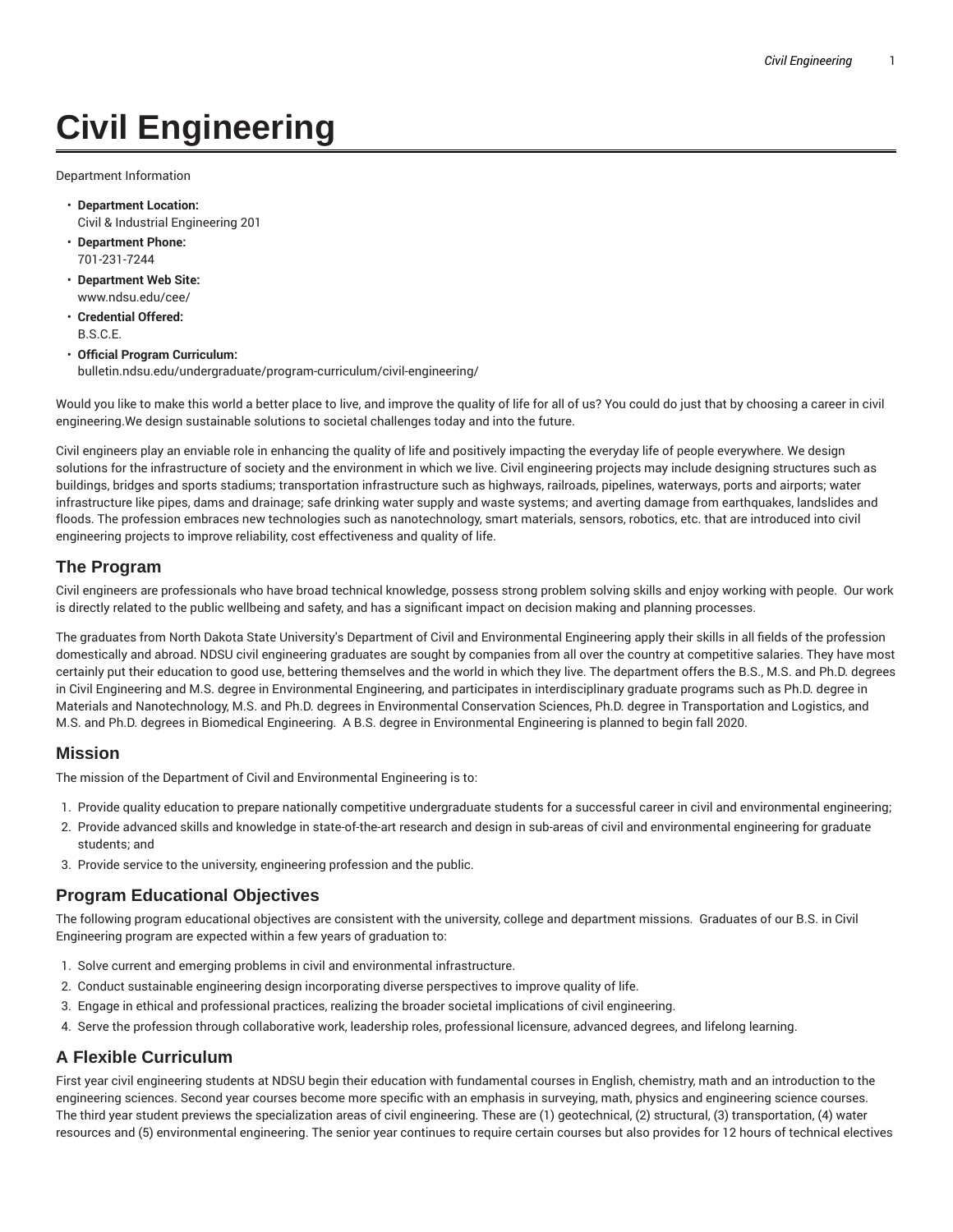# Civil Engineering

Department Information

- **Department Location:**
  Civil & Industrial Engineering 201
- **Department Phone:**
  701-231-7244
- **Department Web Site:**
  www.ndsu.edu/cee/
- **Credential Offered:**
  B.S.C.E.
- **Official Program Curriculum:**
  bulletin.ndsu.edu/undergraduate/program-curriculum/civil-engineering/

Would you like to make this world a better place to live, and improve the quality of life for all of us? You could do just that by choosing a career in civil engineering.We design sustainable solutions to societal challenges today and into the future.

Civil engineers play an enviable role in enhancing the quality of life and positively impacting the everyday life of people everywhere. We design solutions for the infrastructure of society and the environment in which we live. Civil engineering projects may include designing structures such as buildings, bridges and sports stadiums; transportation infrastructure such as highways, railroads, pipelines, waterways, ports and airports; water infrastructure like pipes, dams and drainage; safe drinking water supply and waste systems; and averting damage from earthquakes, landslides and floods. The profession embraces new technologies such as nanotechnology, smart materials, sensors, robotics, etc. that are introduced into civil engineering projects to improve reliability, cost effectiveness and quality of life.

## The Program

Civil engineers are professionals who have broad technical knowledge, possess strong problem solving skills and enjoy working with people. Our work is directly related to the public wellbeing and safety, and has a significant impact on decision making and planning processes.

The graduates from North Dakota State University's Department of Civil and Environmental Engineering apply their skills in all fields of the profession domestically and abroad. NDSU civil engineering graduates are sought by companies from all over the country at competitive salaries. They have most certainly put their education to good use, bettering themselves and the world in which they live. The department offers the B.S., M.S. and Ph.D. degrees in Civil Engineering and M.S. degree in Environmental Engineering, and participates in interdisciplinary graduate programs such as Ph.D. degree in Materials and Nanotechnology, M.S. and Ph.D. degrees in Environmental Conservation Sciences, Ph.D. degree in Transportation and Logistics, and M.S. and Ph.D. degrees in Biomedical Engineering. A B.S. degree in Environmental Engineering is planned to begin fall 2020.

## Mission

The mission of the Department of Civil and Environmental Engineering is to:

1. Provide quality education to prepare nationally competitive undergraduate students for a successful career in civil and environmental engineering;
2. Provide advanced skills and knowledge in state-of-the-art research and design in sub-areas of civil and environmental engineering for graduate students; and
3. Provide service to the university, engineering profession and the public.

## Program Educational Objectives

The following program educational objectives are consistent with the university, college and department missions. Graduates of our B.S. in Civil Engineering program are expected within a few years of graduation to:

1. Solve current and emerging problems in civil and environmental infrastructure.
2. Conduct sustainable engineering design incorporating diverse perspectives to improve quality of life.
3. Engage in ethical and professional practices, realizing the broader societal implications of civil engineering.
4. Serve the profession through collaborative work, leadership roles, professional licensure, advanced degrees, and lifelong learning.

## A Flexible Curriculum

First year civil engineering students at NDSU begin their education with fundamental courses in English, chemistry, math and an introduction to the engineering sciences. Second year courses become more specific with an emphasis in surveying, math, physics and engineering science courses. The third year student previews the specialization areas of civil engineering. These are (1) geotechnical, (2) structural, (3) transportation, (4) water resources and (5) environmental engineering. The senior year continues to require certain courses but also provides for 12 hours of technical electives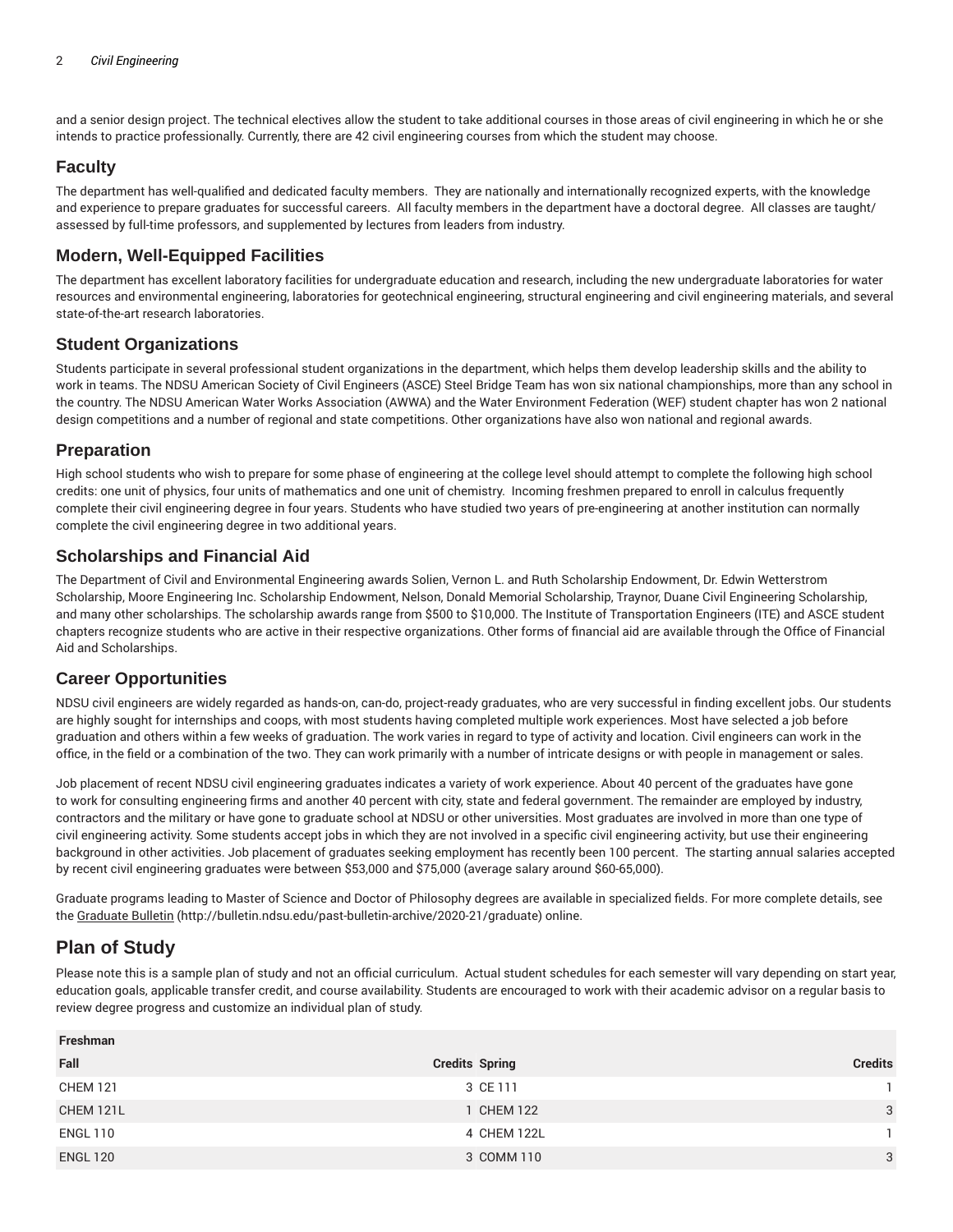and a senior design project. The technical electives allow the student to take additional courses in those areas of civil engineering in which he or she intends to practice professionally. Currently, there are 42 civil engineering courses from which the student may choose.

## Faculty

The department has well-qualified and dedicated faculty members. They are nationally and internationally recognized experts, with the knowledge and experience to prepare graduates for successful careers. All faculty members in the department have a doctoral degree. All classes are taught/assessed by full-time professors, and supplemented by lectures from leaders from industry.

## Modern, Well-Equipped Facilities

The department has excellent laboratory facilities for undergraduate education and research, including the new undergraduate laboratories for water resources and environmental engineering, laboratories for geotechnical engineering, structural engineering and civil engineering materials, and several state-of-the-art research laboratories.

## Student Organizations

Students participate in several professional student organizations in the department, which helps them develop leadership skills and the ability to work in teams. The NDSU American Society of Civil Engineers (ASCE) Steel Bridge Team has won six national championships, more than any school in the country. The NDSU American Water Works Association (AWWA) and the Water Environment Federation (WEF) student chapter has won 2 national design competitions and a number of regional and state competitions. Other organizations have also won national and regional awards.

## Preparation

High school students who wish to prepare for some phase of engineering at the college level should attempt to complete the following high school credits: one unit of physics, four units of mathematics and one unit of chemistry. Incoming freshmen prepared to enroll in calculus frequently complete their civil engineering degree in four years. Students who have studied two years of pre-engineering at another institution can normally complete the civil engineering degree in two additional years.

## Scholarships and Financial Aid

The Department of Civil and Environmental Engineering awards Solien, Vernon L. and Ruth Scholarship Endowment, Dr. Edwin Wetterstrom Scholarship, Moore Engineering Inc. Scholarship Endowment, Nelson, Donald Memorial Scholarship, Traynor, Duane Civil Engineering Scholarship, and many other scholarships. The scholarship awards range from $500 to $10,000. The Institute of Transportation Engineers (ITE) and ASCE student chapters recognize students who are active in their respective organizations. Other forms of financial aid are available through the Office of Financial Aid and Scholarships.

## Career Opportunities

NDSU civil engineers are widely regarded as hands-on, can-do, project-ready graduates, who are very successful in finding excellent jobs. Our students are highly sought for internships and coops, with most students having completed multiple work experiences. Most have selected a job before graduation and others within a few weeks of graduation. The work varies in regard to type of activity and location. Civil engineers can work in the office, in the field or a combination of the two. They can work primarily with a number of intricate designs or with people in management or sales.

Job placement of recent NDSU civil engineering graduates indicates a variety of work experience. About 40 percent of the graduates have gone to work for consulting engineering firms and another 40 percent with city, state and federal government. The remainder are employed by industry, contractors and the military or have gone to graduate school at NDSU or other universities. Most graduates are involved in more than one type of civil engineering activity. Some students accept jobs in which they are not involved in a specific civil engineering activity, but use their engineering background in other activities. Job placement of graduates seeking employment has recently been 100 percent. The starting annual salaries accepted by recent civil engineering graduates were between $53,000 and $75,000 (average salary around $60-65,000).

Graduate programs leading to Master of Science and Doctor of Philosophy degrees are available in specialized fields. For more complete details, see the Graduate Bulletin (http://bulletin.ndsu.edu/past-bulletin-archive/2020-21/graduate) online.

# Plan of Study

Please note this is a sample plan of study and not an official curriculum. Actual student schedules for each semester will vary depending on start year, education goals, applicable transfer credit, and course availability. Students are encouraged to work with their academic advisor on a regular basis to review degree progress and customize an individual plan of study.

| Freshman | | | |
|---|---|---|---|
| Fall | Credits | Spring | Credits |
| CHEM 121 | 3 | CE 111 | 1 |
| CHEM 121L | 1 | CHEM 122 | 3 |
| ENGL 110 | 4 | CHEM 122L | 1 |
| ENGL 120 | 3 | COMM 110 | 3 |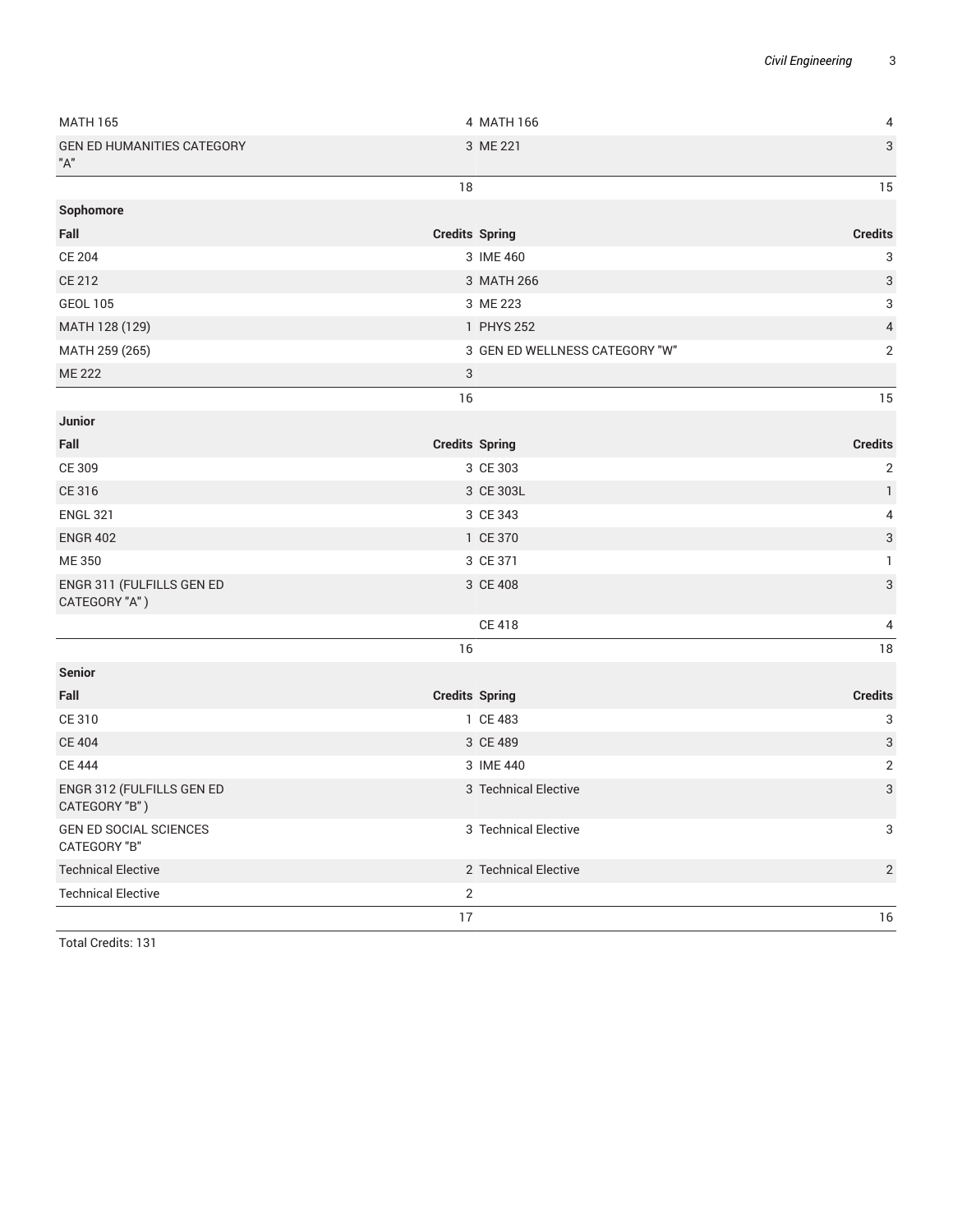| | | | |
|---|---|---|---|
| MATH 165 | 4 | MATH 166 | 4 |
| GEN ED HUMANITIES CATEGORY "A" | 3 | ME 221 | 3 |
| | 18 | | 15 |
| **Sophomore** | | | |
| **Fall** | **Credits** | **Spring** | **Credits** |
| CE 204 | 3 | IME 460 | 3 |
| CE 212 | 3 | MATH 266 | 3 |
| GEOL 105 | 3 | ME 223 | 3 |
| MATH 128 (129) | 1 | PHYS 252 | 4 |
| MATH 259 (265) | 3 | GEN ED WELLNESS CATEGORY "W" | 2 |
| ME 222 | 3 | | |
| | 16 | | 15 |
| **Junior** | | | |
| **Fall** | **Credits** | **Spring** | **Credits** |
| CE 309 | 3 | CE 303 | 2 |
| CE 316 | 3 | CE 303L | 1 |
| ENGL 321 | 3 | CE 343 | 4 |
| ENGR 402 | 1 | CE 370 | 3 |
| ME 350 | 3 | CE 371 | 1 |
| ENGR 311 (FULFILLS GEN ED CATEGORY "A" ) | 3 | CE 408 | 3 |
| | | CE 418 | 4 |
| | 16 | | 18 |
| **Senior** | | | |
| **Fall** | **Credits** | **Spring** | **Credits** |
| CE 310 | 1 | CE 483 | 3 |
| CE 404 | 3 | CE 489 | 3 |
| CE 444 | 3 | IME 440 | 2 |
| ENGR 312 (FULFILLS GEN ED CATEGORY "B" ) | 3 | Technical Elective | 3 |
| GEN ED SOCIAL SCIENCES CATEGORY "B" | 3 | Technical Elective | 3 |
| Technical Elective | 2 | Technical Elective | 2 |
| Technical Elective | 2 | | |
| | 17 | | 16 |

Total Credits: 131